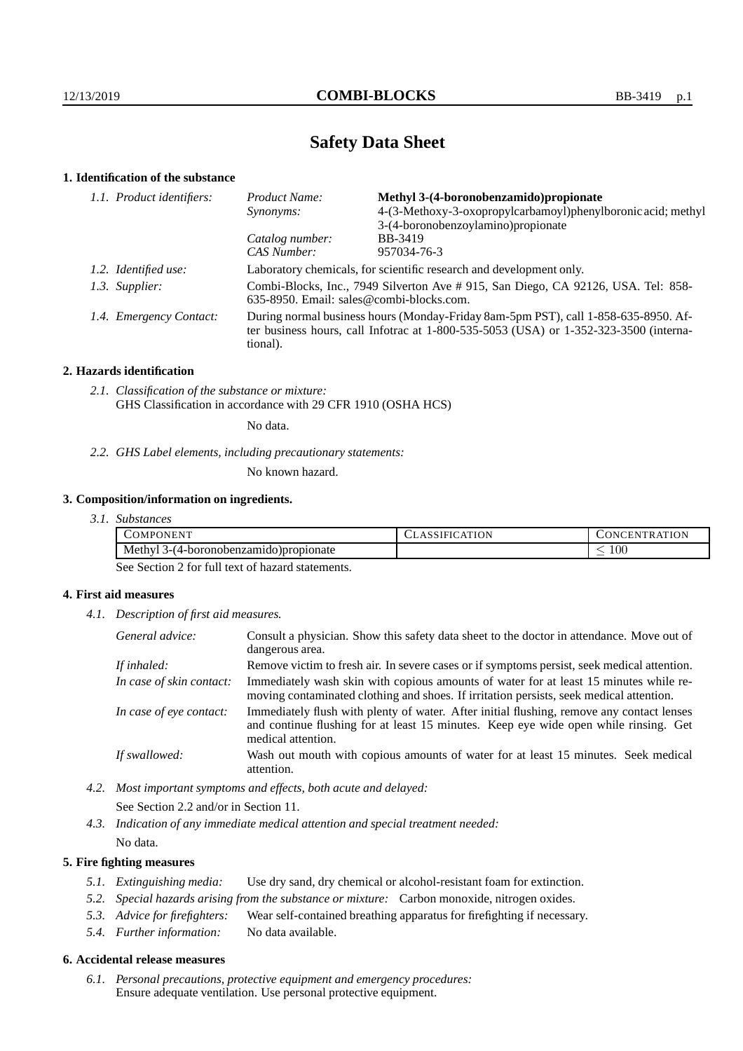# Safety Data Sheet

## 1. Identification of the substance

| | | |
|---|---|---|
| *1.1. Product identifiers:* | *Product Name:* | **Methyl 3-(4-boronobenzamido)propionate** |
| | *Synonyms:* | 4-(3-Methoxy-3-oxopropylcarbamoyl)phenylboronic acid; methyl 3-(4-boronobenzoylamino)propionate |
| | *Catalog number:* | BB-3419 |
| | *CAS Number:* | 957034-76-3 |
| *1.2. Identified use:* | Laboratory chemicals, for scientific research and development only. | |
| *1.3. Supplier:* | Combi-Blocks, Inc., 7949 Silverton Ave # 915, San Diego, CA 92126, USA. Tel: 858-635-8950. Email: sales@combi-blocks.com. | |
| *1.4. Emergency Contact:* | During normal business hours (Monday-Friday 8am-5pm PST), call 1-858-635-8950. After business hours, call Infotrac at 1-800-535-5053 (USA) or 1-352-323-3500 (international). | |

## 2. Hazards identification

*2.1. Classification of the substance or mixture:*
GHS Classification in accordance with 29 CFR 1910 (OSHA HCS)

No data.

*2.2. GHS Label elements, including precautionary statements:*

No known hazard.

## 3. Composition/information on ingredients.

*3.1. Substances*

| COMPONENT | CLASSIFICATION | CONCENTRATION |
|---|---|---|
| Methyl 3-(4-boronobenzamido)propionate | | $\leq 100$ |

See Section 2 for full text of hazard statements.

## 4. First aid measures

*4.1. Description of first aid measures.*

| | |
|---|---|
| *General advice:* | Consult a physician. Show this safety data sheet to the doctor in attendance. Move out of dangerous area. |
| *If inhaled:* | Remove victim to fresh air. In severe cases or if symptoms persist, seek medical attention. |
| *In case of skin contact:* | Immediately wash skin with copious amounts of water for at least 15 minutes while removing contaminated clothing and shoes. If irritation persists, seek medical attention. |
| *In case of eye contact:* | Immediately flush with plenty of water. After initial flushing, remove any contact lenses and continue flushing for at least 15 minutes. Keep eye wide open while rinsing. Get medical attention. |
| *If swallowed:* | Wash out mouth with copious amounts of water for at least 15 minutes. Seek medical attention. |

*4.2. Most important symptoms and effects, both acute and delayed:*

See Section 2.2 and/or in Section 11.

*4.3. Indication of any immediate medical attention and special treatment needed:*

No data.

## 5. Fire fighting measures

*5.1. Extinguishing media:* Use dry sand, dry chemical or alcohol-resistant foam for extinction.

*5.2. Special hazards arising from the substance or mixture:* Carbon monoxide, nitrogen oxides.

*5.3. Advice for firefighters:* Wear self-contained breathing apparatus for firefighting if necessary.

*5.4. Further information:* No data available.

## 6. Accidental release measures

*6.1. Personal precautions, protective equipment and emergency procedures:*
Ensure adequate ventilation. Use personal protective equipment.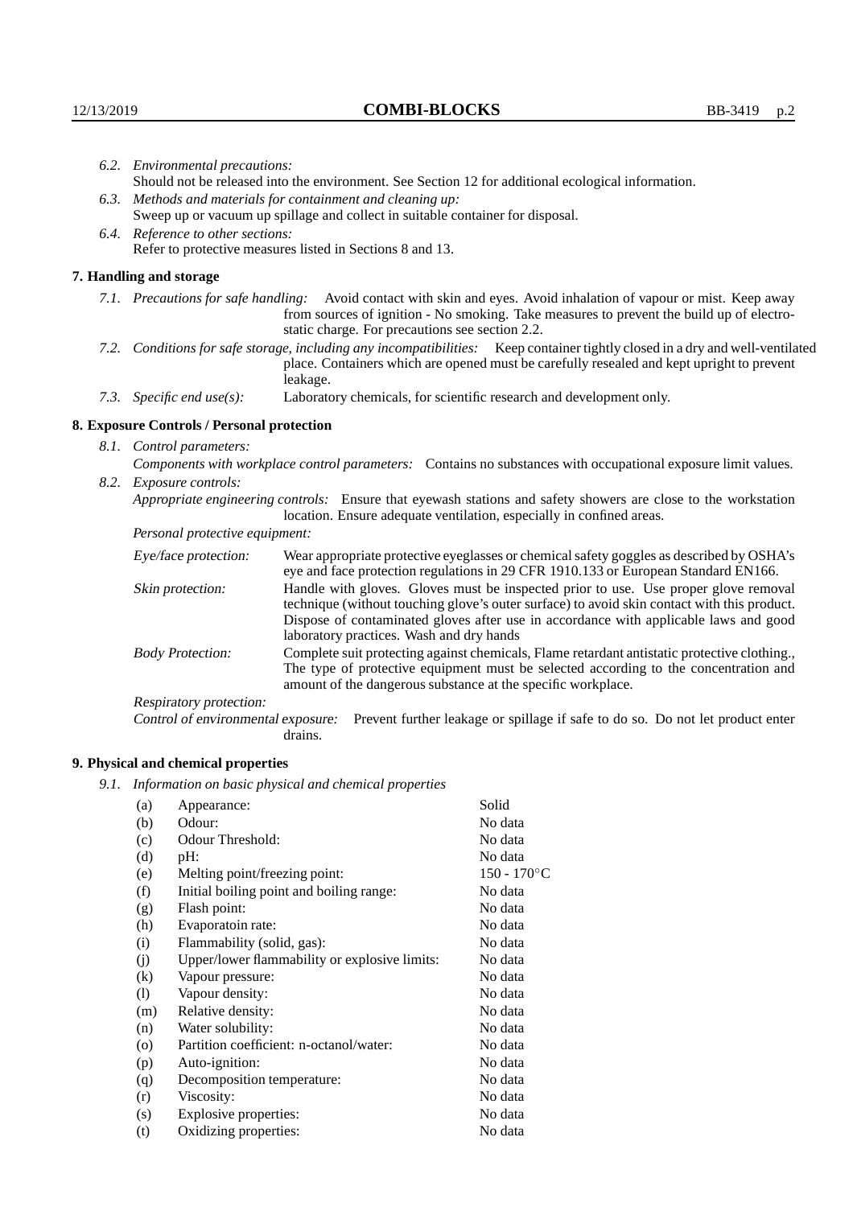6.2. *Environmental precautions:*
Should not be released into the environment. See Section 12 for additional ecological information.

6.3. *Methods and materials for containment and cleaning up:*
Sweep up or vacuum up spillage and collect in suitable container for disposal.

6.4. *Reference to other sections:*
Refer to protective measures listed in Sections 8 and 13.

## 7. Handling and storage

7.1. *Precautions for safe handling:* Avoid contact with skin and eyes. Avoid inhalation of vapour or mist. Keep away from sources of ignition - No smoking. Take measures to prevent the build up of electrostatic charge. For precautions see section 2.2.

7.2. *Conditions for safe storage, including any incompatibilities:* Keep container tightly closed in a dry and well-ventilated place. Containers which are opened must be carefully resealed and kept upright to prevent leakage.

7.3. *Specific end use(s):* Laboratory chemicals, for scientific research and development only.

## 8. Exposure Controls / Personal protection

8.1. *Control parameters:*
*Components with workplace control parameters:* Contains no substances with occupational exposure limit values.

8.2. *Exposure controls:*
*Appropriate engineering controls:* Ensure that eyewash stations and safety showers are close to the workstation location. Ensure adequate ventilation, especially in confined areas.

*Personal protective equipment:*

*Eye/face protection:* Wear appropriate protective eyeglasses or chemical safety goggles as described by OSHA's eye and face protection regulations in 29 CFR 1910.133 or European Standard EN166.

*Skin protection:* Handle with gloves. Gloves must be inspected prior to use. Use proper glove removal technique (without touching glove's outer surface) to avoid skin contact with this product. Dispose of contaminated gloves after use in accordance with applicable laws and good laboratory practices. Wash and dry hands

*Body Protection:* Complete suit protecting against chemicals, Flame retardant antistatic protective clothing., The type of protective equipment must be selected according to the concentration and amount of the dangerous substance at the specific workplace.

*Respiratory protection:*

*Control of environmental exposure:* Prevent further leakage or spillage if safe to do so. Do not let product enter drains.

## 9. Physical and chemical properties

9.1. *Information on basic physical and chemical properties*

| | | |
|---|---|---|
| (a) | Appearance: | Solid |
| (b) | Odour: | No data |
| (c) | Odour Threshold: | No data |
| (d) | pH: | No data |
| (e) | Melting point/freezing point: | 150 - 170°C |
| (f) | Initial boiling point and boiling range: | No data |
| (g) | Flash point: | No data |
| (h) | Evaporatoin rate: | No data |
| (i) | Flammability (solid, gas): | No data |
| (j) | Upper/lower flammability or explosive limits: | No data |
| (k) | Vapour pressure: | No data |
| (l) | Vapour density: | No data |
| (m) | Relative density: | No data |
| (n) | Water solubility: | No data |
| (o) | Partition coefficient: n-octanol/water: | No data |
| (p) | Auto-ignition: | No data |
| (q) | Decomposition temperature: | No data |
| (r) | Viscosity: | No data |
| (s) | Explosive properties: | No data |
| (t) | Oxidizing properties: | No data |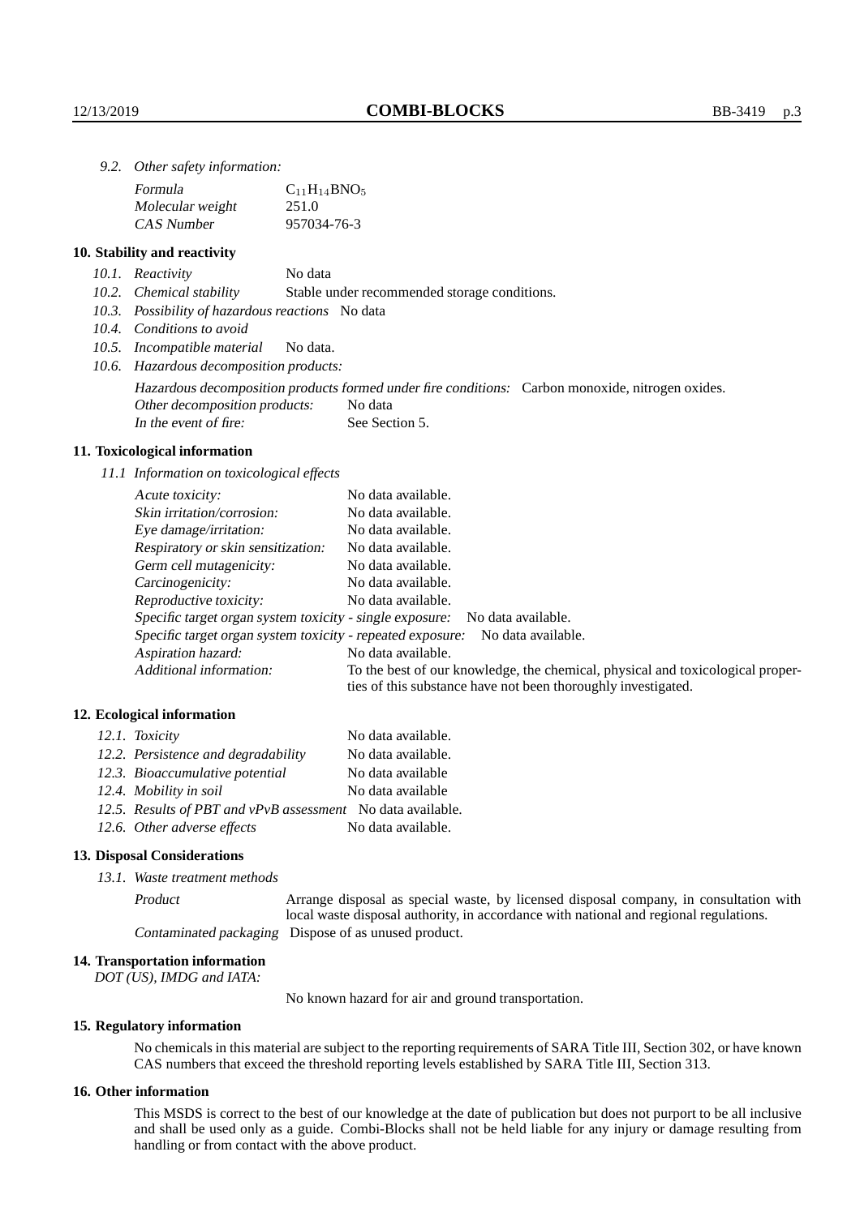*9.2. Other safety information:*

| | |
|---|---|
| *Formula* | $C_{11}H_{14}BNO_5$ |
| *Molecular weight* | 251.0 |
| *CAS Number* | 957034-76-3 |

## 10. Stability and reactivity

- *10.1. Reactivity* No data
- *10.2. Chemical stability* Stable under recommended storage conditions.
- *10.3. Possibility of hazardous reactions* No data
- *10.4. Conditions to avoid*
- *10.5. Incompatible material* No data.
- *10.6. Hazardous decomposition products:*

*Hazardous decomposition products formed under fire conditions:* Carbon monoxide, nitrogen oxides.
*Other decomposition products:* No data
*In the event of fire:* See Section 5.

## 11. Toxicological information

*11.1 Information on toxicological effects*

| | |
|---|---|
| *Acute toxicity:* | No data available. |
| *Skin irritation/corrosion:* | No data available. |
| *Eye damage/irritation:* | No data available. |
| *Respiratory or skin sensitization:* | No data available. |
| *Germ cell mutagenicity:* | No data available. |
| *Carcinogenicity:* | No data available. |
| *Reproductive toxicity:* | No data available. |
| *Specific target organ system toxicity - single exposure:* | No data available. |
| *Specific target organ system toxicity - repeated exposure:* | No data available. |
| *Aspiration hazard:* | No data available. |
| *Additional information:* | To the best of our knowledge, the chemical, physical and toxicological properties of this substance have not been thoroughly investigated. |

## 12. Ecological information

| | |
|---|---|
| *12.1. Toxicity* | No data available. |
| *12.2. Persistence and degradability* | No data available. |
| *12.3. Bioaccumulative potential* | No data available |
| *12.4. Mobility in soil* | No data available |
| *12.5. Results of PBT and vPvB assessment* | No data available. |
| *12.6. Other adverse effects* | No data available. |

## 13. Disposal Considerations

*13.1. Waste treatment methods*

| | |
|---|---|
| *Product* | Arrange disposal as special waste, by licensed disposal company, in consultation with local waste disposal authority, in accordance with national and regional regulations. |
| *Contaminated packaging* | Dispose of as unused product. |

## 14. Transportation information

*DOT (US), IMDG and IATA:*

No known hazard for air and ground transportation.

## 15. Regulatory information

No chemicals in this material are subject to the reporting requirements of SARA Title III, Section 302, or have known CAS numbers that exceed the threshold reporting levels established by SARA Title III, Section 313.

## 16. Other information

This MSDS is correct to the best of our knowledge at the date of publication but does not purport to be all inclusive and shall be used only as a guide. Combi-Blocks shall not be held liable for any injury or damage resulting from handling or from contact with the above product.